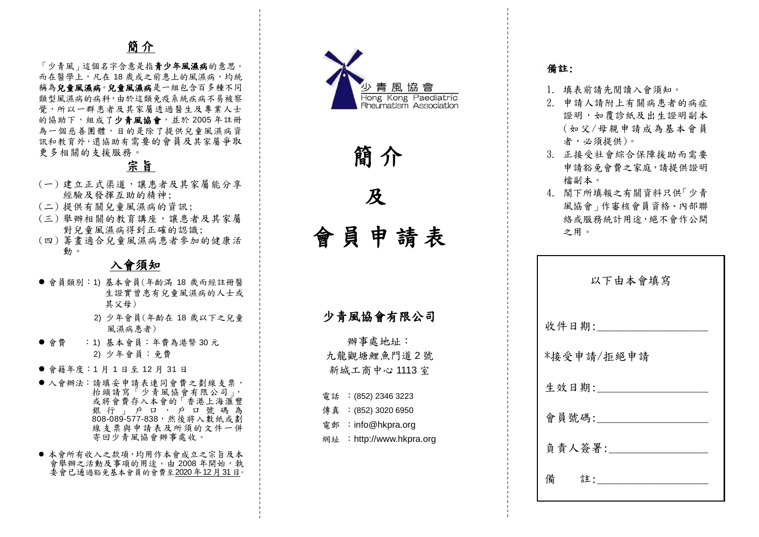## 簡介

「少青風」這個名字含意是指**青少年風濕病**的意思。而在醫學上，凡在 18 歲或之前患上的風濕病，均統稱為**兒童風濕病**。**兒童風濕病**是一組包含百多種不同類型風濕病的病科，由於這類免疫系統疾病不易被察覺，所以一群患者及其家屬透過醫生及專業人士的協助下，組成了**少青風協會**，並於 2005 年註冊為一個慈善團體，目的是除了提供兒童風濕病資訊和教育外，還協助有需要的會員及其家屬爭取更多相關的支援服務。

## 宗旨

(一) 建立正式渠道，讓患者及其家屬能分享經驗及發揮互助的精神;
(二) 提供有關兒童風濕病的資訊;
(三) 舉辦相關的教育講座，讓患者及其家屬對兒童風濕病得到正確的認識;
(四) 籌畫適合兒童風濕病患者參加的健康活動。

## 入會須知

- 會員類別：1) 基本會員(年齡滿 18 歲而經註冊醫生證實曾患有兒童風濕病的人士或其父母)
  2) 少年會員(年齡在 18 歲以下之兒童風濕病患者)
- 會費　：1) 基本會員：年費為港幣 30 元
  2) 少年會員：免費
- 會籍年度：1 月 1 日至 12 月 31 日
- 入會辦法：請填妥申請表連同會費之劃線支票，抬頭請寫「少青風協會有限公司」，或將會費存入本會的「香港上海滙豐銀行」戶口，戶口號碼為 808-089-577-838，然後將入數紙或劃線支票與申請表及所須的文件一併寄回少青風協會辦事處收。
- 本會所有收入之款項，均用作本會成立之宗旨及本會舉辦之活動及事項的用途。由 2008 年開始，執委會已通過豁免基本會員的會費至2020 年 12 月 31 日。

少青風協會
Hong Kong Paediatric Rheumatism Association

# 簡介

# 及

# 會員申請表

**少青風協會有限公司**

辦事處地址：
九龍觀塘鯉魚門道 2 號
新城工商中心 1113 室

電話　：(852) 2346 3223
傳真　：(852) 3020 6950
電郵　：info@hkpra.org
網址　：http://www.hkpra.org

**備註:**

1. 填表前請先閱讀入會須知。
2. 申請人請附上有關病患者的病症證明，如覆診紙及出生證明副本(如父/母親申請成為基本會員者，必須提供)。
3. 正接受社會綜合保障援助而需要申請豁免會費之家庭，請提供證明檔副本。
4. 閣下所填報之有關資料只供「少青風協會」作審核會員資格、內部聯絡或服務統計用途，絕不會作公開之用。

以下由本會填寫

收件日期:__________________

*接受申請/拒絕申請

生效日期:__________________

會員號碼:__________________

負責人簽署:________________

備　　註:__________________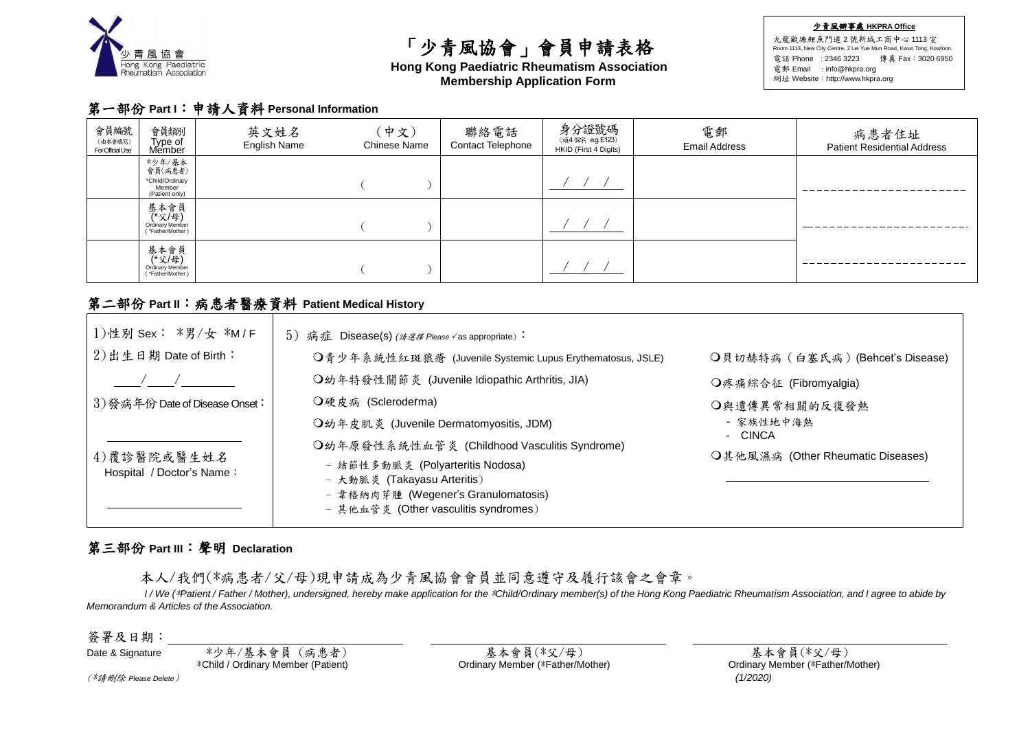少青風協會
Hong Kong Paediatric Rheumatism Association

# 「少青風協會」會員申請表格

**Hong Kong Paediatric Rheumatism Association Membership Application Form**

**少青風辦事處 HKPRA Office**
九龍觀塘鯉魚門道2號新城工商中心1113室
Room 1113, New City Centre, 2 Lei Yue Mun Road, Kwun Tong, Kowloon.
電話 Phone : 2346 3223　傳真 Fax：3020 6950
電郵 Email : info@hkpra.org
網址 Website：http://www.hkpra.org

## 第一部份 Part I：申請人資料 Personal Information

| 會員編號 (由本會填寫) For Official Use | 會員類別 Type of Member | 英文姓名 English Name | （中文） Chinese Name | 聯絡電話 Contact Telephone | 身分證號碼 (頭4個字 e.g E123) HKID (First 4 Digits) | 電郵 Email Address | 病患者住址 Patient Residential Address |
|---|---|---|---|---|---|---|---|
| | *少年/基本會員(病患者) *Child/Ordinary Member (Patient only) | | (　　) | | / / / | | |
| | 基本會員 (*父/母) Ordinary Member (*Father/Mother) | | (　　) | | / / / | | |
| | 基本會員 (*父/母) Ordinary Member (*Father/Mother) | | (　　) | | / / / | | |

## 第二部份 Part II：病患者醫療資料 Patient Medical History

1)性別 Sex： *男/女 *M / F

2)出生日期 Date of Birth：

____/____/________

3)發病年份 Date of Disease Onset：

________________

4)覆診醫院或醫生姓名
Hospital / Doctor's Name：

________________

5) 病症 Disease(s) *(請選擇 Please ✓as appropriate)*：

- ❍青少年系統性紅斑狼瘡 (Juvenile Systemic Lupus Erythematosus, JSLE)
- ❍幼年特發性關節炎 (Juvenile Idiopathic Arthritis, JIA)
- ❍硬皮病 (Scleroderma)
- ❍幼年皮肌炎 (Juvenile Dermatomyositis, JDM)
- ❍幼年原發性系統性血管炎 (Childhood Vasculitis Syndrome)
  - 結節性多動脈炎 (Polyarteritis Nodosa)
  - 大動脈炎 (Takayasu Arteritis)
  - 韋格納肉芽腫 (Wegener's Granulomatosis)
  - 其他血管炎 (Other vasculitis syndromes)
- ❍貝切赫特病（白塞氏病）(Behcet's Disease)
- ❍疼痛綜合征 (Fibromyalgia)
- ❍與遺傳異常相關的反復發熱
  - 家族性地中海熱
  - CINCA
- ❍其他風濕病 (Other Rheumatic Diseases)

________________

## 第三部份 Part III：聲明 Declaration

本人/我們(*病患者/父/母)現申請成為少青風協會會員並同意遵守及履行該會之會章。

*I / We (*Patient / Father / Mother), undersigned, hereby make application for the *Child/Ordinary member(s) of the Hong Kong Paediatric Rheumatism Association, and I agree to abide by Memorandum & Articles of the Association.*

簽署及日期：
Date & Signature

| *少年/基本會員（病患者） *Child / Ordinary Member (Patient) | 基本會員(*父/母) Ordinary Member (*Father/Mother) | 基本會員(*父/母) Ordinary Member (*Father/Mother) |
|---|---|---|

*(*請刪除 Please Delete)*

*(1/2020)*